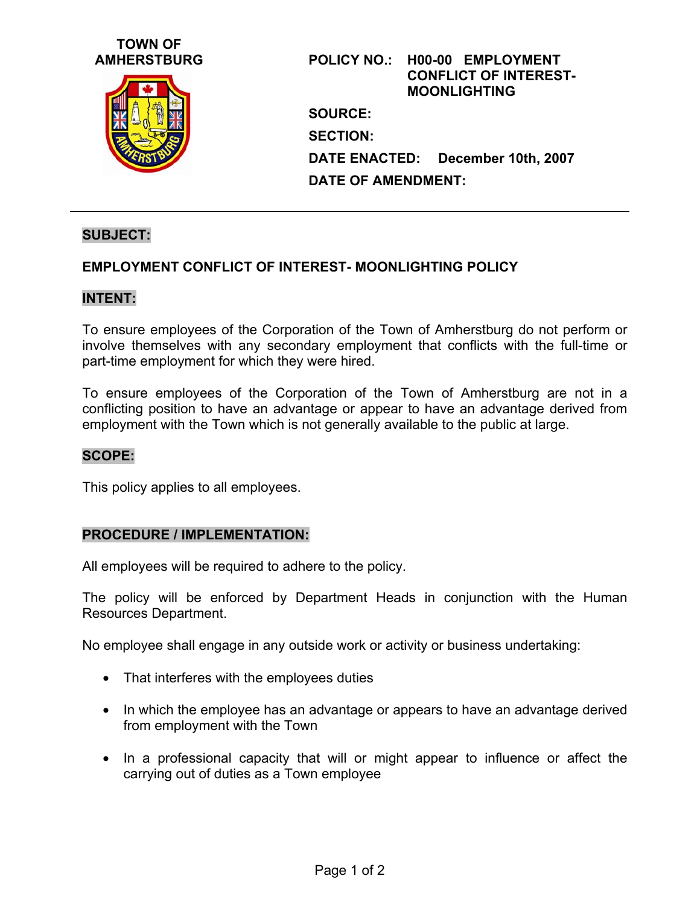**TOWN OF AMHERSTBURG**

**POLICY NO.:** **H00-00 EMPLOYMENT CONFLICT OF INTEREST-MOONLIGHTING**

**SOURCE:**

**SECTION:**

**DATE ENACTED:** **December 10th, 2007**

**DATE OF AMENDMENT:**

---

## SUBJECT:

**EMPLOYMENT CONFLICT OF INTEREST- MOONLIGHTING POLICY**

## INTENT:

To ensure employees of the Corporation of the Town of Amherstburg do not perform or involve themselves with any secondary employment that conflicts with the full-time or part-time employment for which they were hired.

To ensure employees of the Corporation of the Town of Amherstburg are not in a conflicting position to have an advantage or appear to have an advantage derived from employment with the Town which is not generally available to the public at large.

## SCOPE:

This policy applies to all employees.

## PROCEDURE / IMPLEMENTATION:

All employees will be required to adhere to the policy.

The policy will be enforced by Department Heads in conjunction with the Human Resources Department.

No employee shall engage in any outside work or activity or business undertaking:

- That interferes with the employees duties
- In which the employee has an advantage or appears to have an advantage derived from employment with the Town
- In a professional capacity that will or might appear to influence or affect the carrying out of duties as a Town employee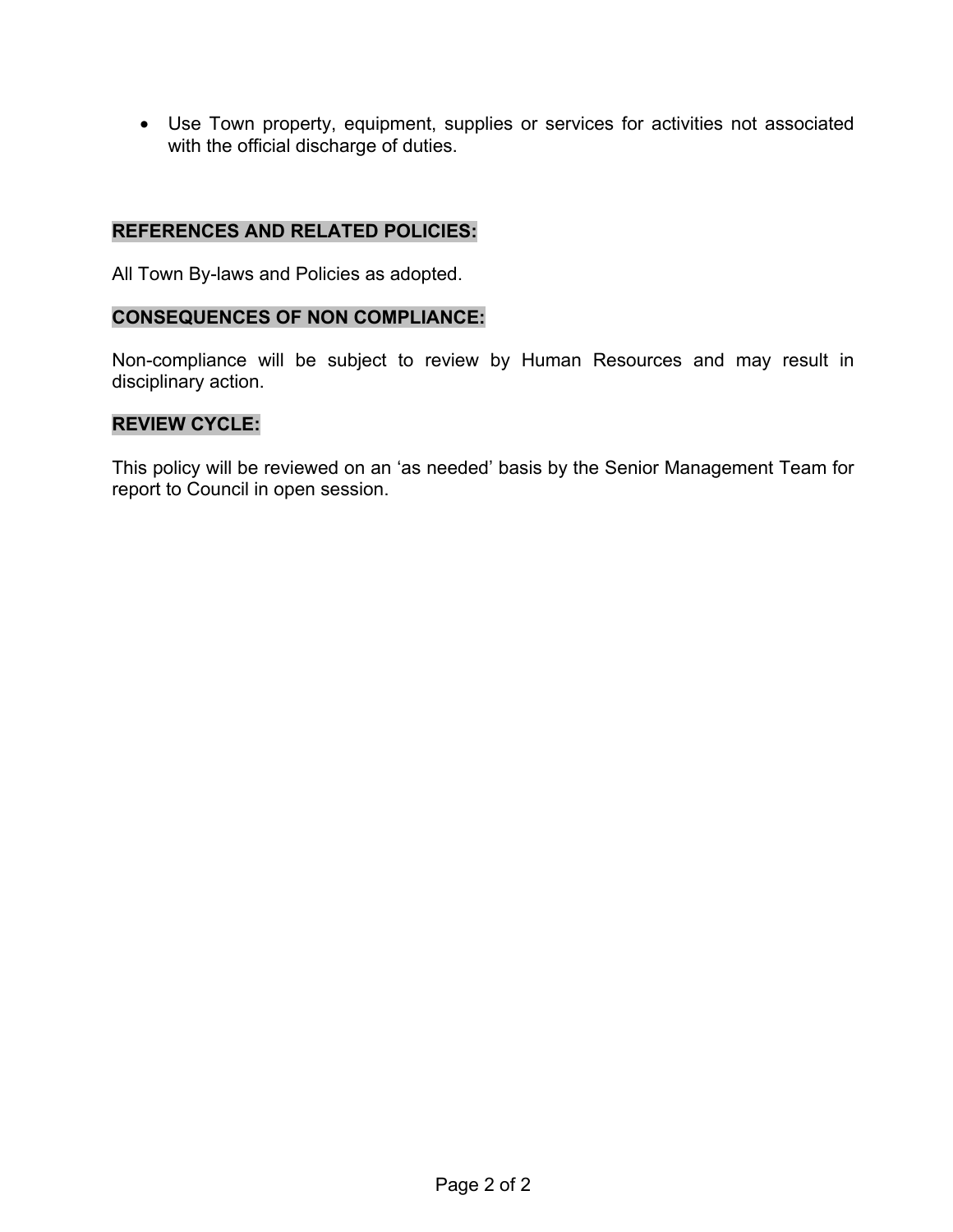- Use Town property, equipment, supplies or services for activities not associated with the official discharge of duties.

## REFERENCES AND RELATED POLICIES:

All Town By-laws and Policies as adopted.

## CONSEQUENCES OF NON COMPLIANCE:

Non-compliance will be subject to review by Human Resources and may result in disciplinary action.

## REVIEW CYCLE:

This policy will be reviewed on an 'as needed' basis by the Senior Management Team for report to Council in open session.